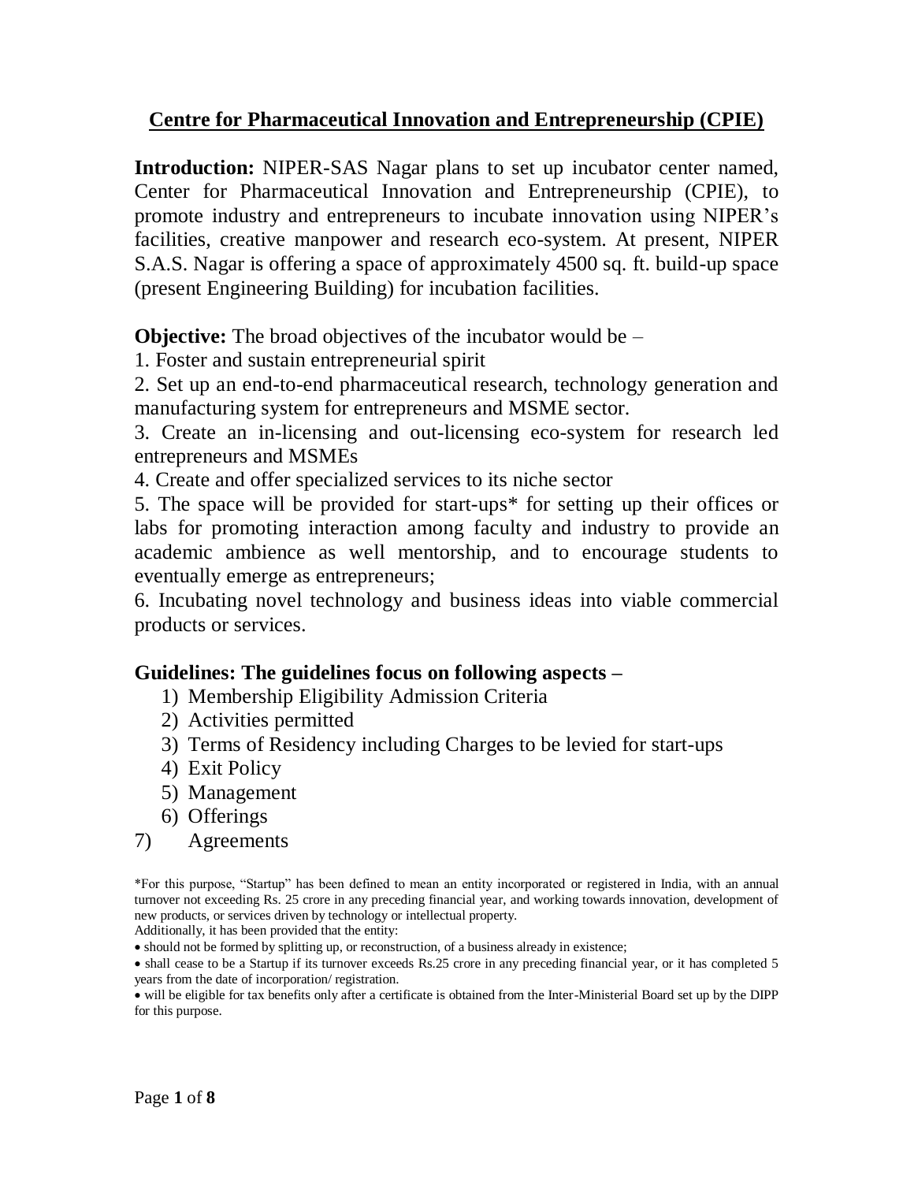# Centre for Pharmaceutical Innovation and Entrepreneurship (CPIE)

**Introduction:** NIPER-SAS Nagar plans to set up incubator center named, Center for Pharmaceutical Innovation and Entrepreneurship (CPIE), to promote industry and entrepreneurs to incubate innovation using NIPER's facilities, creative manpower and research eco-system. At present, NIPER S.A.S. Nagar is offering a space of approximately 4500 sq. ft. build-up space (present Engineering Building) for incubation facilities.

**Objective:** The broad objectives of the incubator would be –

1. Foster and sustain entrepreneurial spirit
2. Set up an end-to-end pharmaceutical research, technology generation and manufacturing system for entrepreneurs and MSME sector.
3. Create an in-licensing and out-licensing eco-system for research led entrepreneurs and MSMEs
4. Create and offer specialized services to its niche sector
5. The space will be provided for start-ups* for setting up their offices or labs for promoting interaction among faculty and industry to provide an academic ambience as well mentorship, and to encourage students to eventually emerge as entrepreneurs;
6. Incubating novel technology and business ideas into viable commercial products or services.

## Guidelines: The guidelines focus on following aspects –

1) Membership Eligibility Admission Criteria
2) Activities permitted
3) Terms of Residency including Charges to be levied for start-ups
4) Exit Policy
5) Management
6) Offerings
7) Agreements

*For this purpose, "Startup" has been defined to mean an entity incorporated or registered in India, with an annual turnover not exceeding Rs. 25 crore in any preceding financial year, and working towards innovation, development of new products, or services driven by technology or intellectual property.

Additionally, it has been provided that the entity:

- should not be formed by splitting up, or reconstruction, of a business already in existence;
- shall cease to be a Startup if its turnover exceeds Rs.25 crore in any preceding financial year, or it has completed 5 years from the date of incorporation/ registration.
- will be eligible for tax benefits only after a certificate is obtained from the Inter-Ministerial Board set up by the DIPP for this purpose.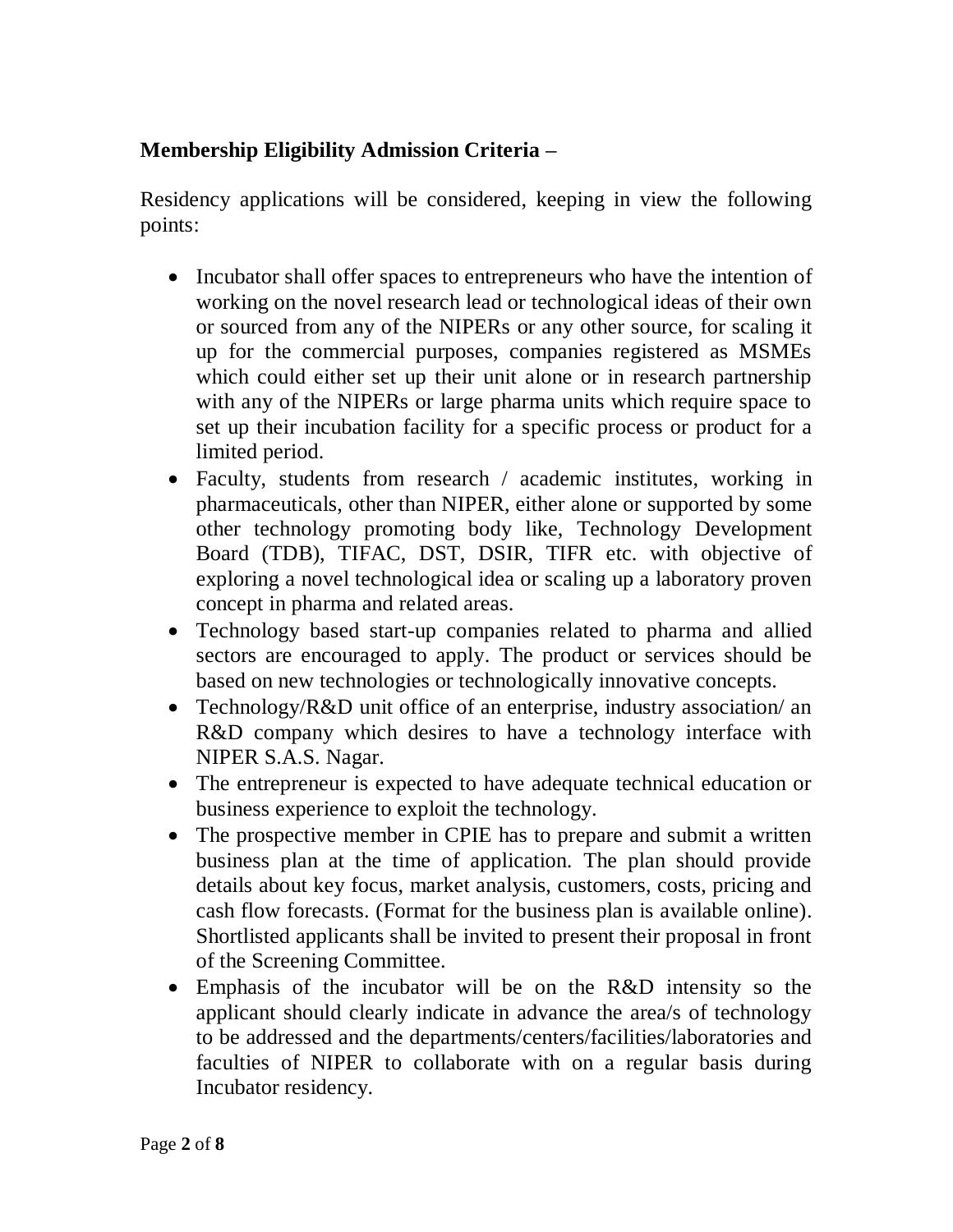**Membership Eligibility Admission Criteria –**

Residency applications will be considered, keeping in view the following points:

- Incubator shall offer spaces to entrepreneurs who have the intention of working on the novel research lead or technological ideas of their own or sourced from any of the NIPERs or any other source, for scaling it up for the commercial purposes, companies registered as MSMEs which could either set up their unit alone or in research partnership with any of the NIPERs or large pharma units which require space to set up their incubation facility for a specific process or product for a limited period.
- Faculty, students from research / academic institutes, working in pharmaceuticals, other than NIPER, either alone or supported by some other technology promoting body like, Technology Development Board (TDB), TIFAC, DST, DSIR, TIFR etc. with objective of exploring a novel technological idea or scaling up a laboratory proven concept in pharma and related areas.
- Technology based start-up companies related to pharma and allied sectors are encouraged to apply. The product or services should be based on new technologies or technologically innovative concepts.
- Technology/R&D unit office of an enterprise, industry association/ an R&D company which desires to have a technology interface with NIPER S.A.S. Nagar.
- The entrepreneur is expected to have adequate technical education or business experience to exploit the technology.
- The prospective member in CPIE has to prepare and submit a written business plan at the time of application. The plan should provide details about key focus, market analysis, customers, costs, pricing and cash flow forecasts. (Format for the business plan is available online). Shortlisted applicants shall be invited to present their proposal in front of the Screening Committee.
- Emphasis of the incubator will be on the R&D intensity so the applicant should clearly indicate in advance the area/s of technology to be addressed and the departments/centers/facilities/laboratories and faculties of NIPER to collaborate with on a regular basis during Incubator residency.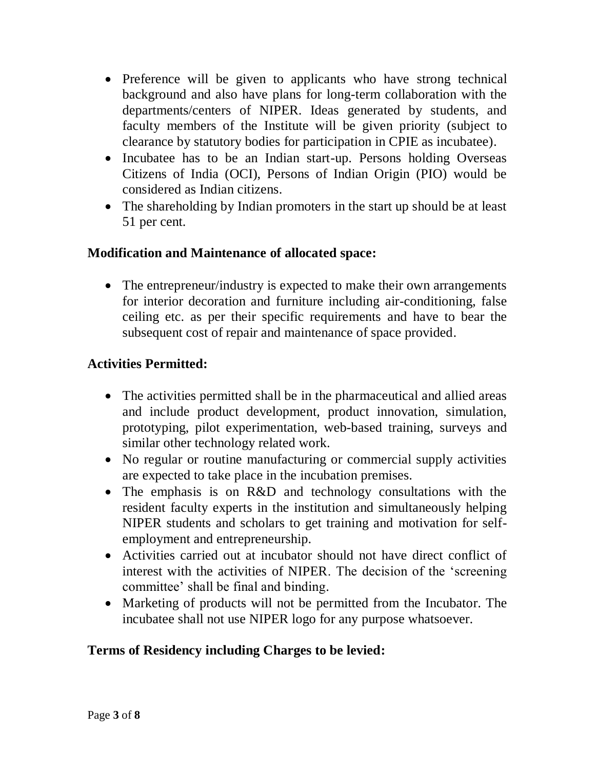- Preference will be given to applicants who have strong technical background and also have plans for long-term collaboration with the departments/centers of NIPER. Ideas generated by students, and faculty members of the Institute will be given priority (subject to clearance by statutory bodies for participation in CPIE as incubatee).
- Incubatee has to be an Indian start-up. Persons holding Overseas Citizens of India (OCI), Persons of Indian Origin (PIO) would be considered as Indian citizens.
- The shareholding by Indian promoters in the start up should be at least 51 per cent.

**Modification and Maintenance of allocated space:**

- The entrepreneur/industry is expected to make their own arrangements for interior decoration and furniture including air-conditioning, false ceiling etc. as per their specific requirements and have to bear the subsequent cost of repair and maintenance of space provided.

**Activities Permitted:**

- The activities permitted shall be in the pharmaceutical and allied areas and include product development, product innovation, simulation, prototyping, pilot experimentation, web-based training, surveys and similar other technology related work.
- No regular or routine manufacturing or commercial supply activities are expected to take place in the incubation premises.
- The emphasis is on R&D and technology consultations with the resident faculty experts in the institution and simultaneously helping NIPER students and scholars to get training and motivation for self-employment and entrepreneurship.
- Activities carried out at incubator should not have direct conflict of interest with the activities of NIPER. The decision of the 'screening committee' shall be final and binding.
- Marketing of products will not be permitted from the Incubator. The incubatee shall not use NIPER logo for any purpose whatsoever.

**Terms of Residency including Charges to be levied:**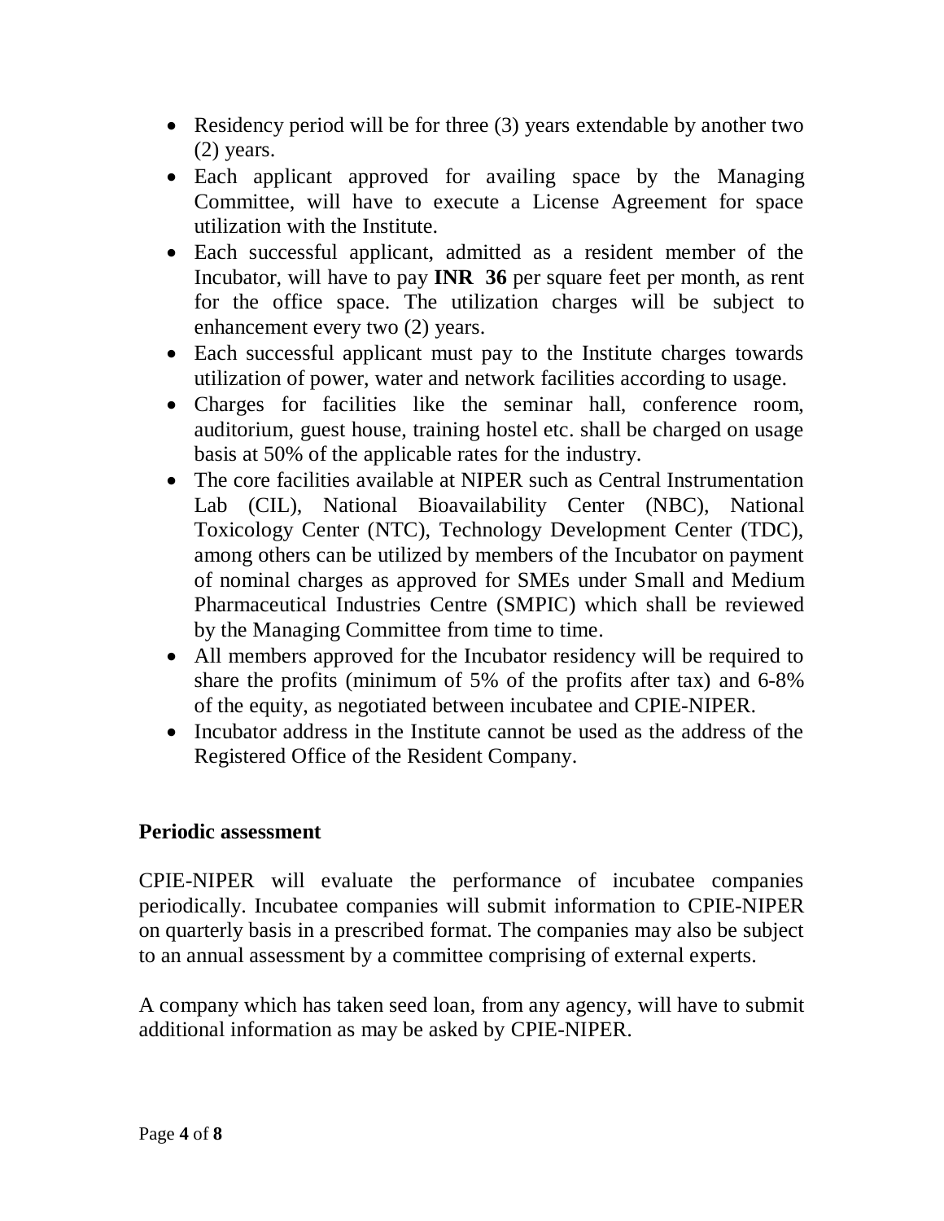- Residency period will be for three (3) years extendable by another two (2) years.
- Each applicant approved for availing space by the Managing Committee, will have to execute a License Agreement for space utilization with the Institute.
- Each successful applicant, admitted as a resident member of the Incubator, will have to pay **INR 36** per square feet per month, as rent for the office space. The utilization charges will be subject to enhancement every two (2) years.
- Each successful applicant must pay to the Institute charges towards utilization of power, water and network facilities according to usage.
- Charges for facilities like the seminar hall, conference room, auditorium, guest house, training hostel etc. shall be charged on usage basis at 50% of the applicable rates for the industry.
- The core facilities available at NIPER such as Central Instrumentation Lab (CIL), National Bioavailability Center (NBC), National Toxicology Center (NTC), Technology Development Center (TDC), among others can be utilized by members of the Incubator on payment of nominal charges as approved for SMEs under Small and Medium Pharmaceutical Industries Centre (SMPIC) which shall be reviewed by the Managing Committee from time to time.
- All members approved for the Incubator residency will be required to share the profits (minimum of 5% of the profits after tax) and 6-8% of the equity, as negotiated between incubatee and CPIE-NIPER.
- Incubator address in the Institute cannot be used as the address of the Registered Office of the Resident Company.

**Periodic assessment**

CPIE-NIPER will evaluate the performance of incubatee companies periodically. Incubatee companies will submit information to CPIE-NIPER on quarterly basis in a prescribed format. The companies may also be subject to an annual assessment by a committee comprising of external experts.

A company which has taken seed loan, from any agency, will have to submit additional information as may be asked by CPIE-NIPER.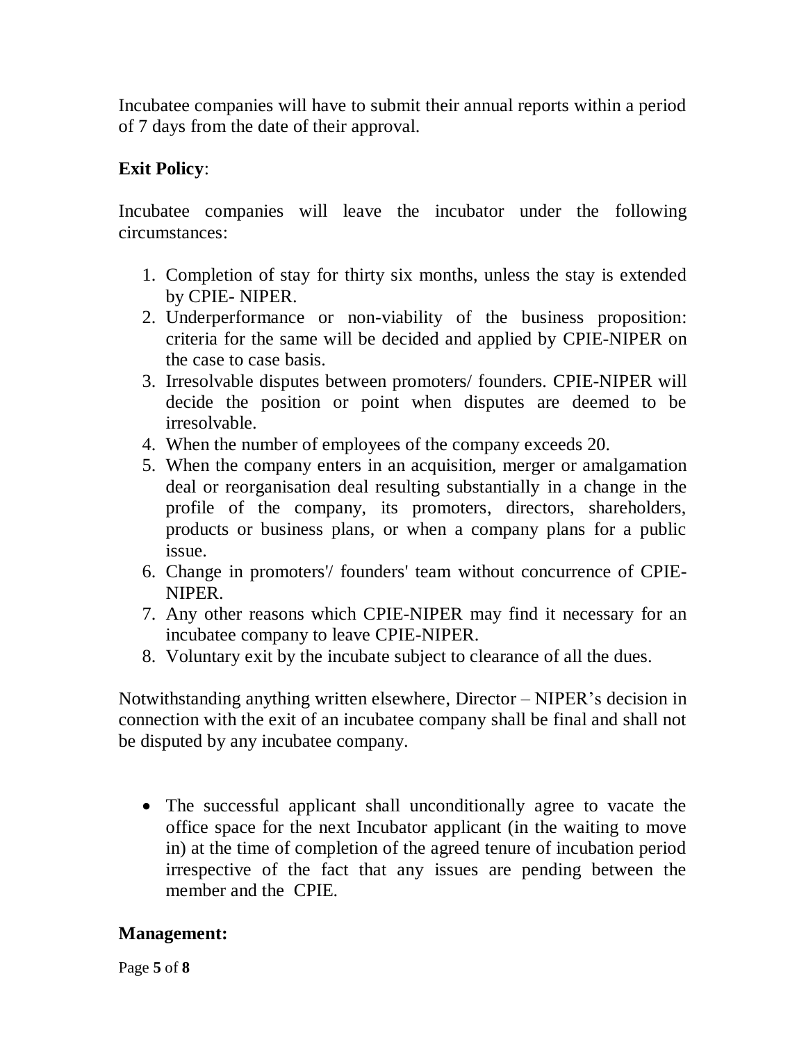Incubatee companies will have to submit their annual reports within a period of 7 days from the date of their approval.

**Exit Policy**:

Incubatee companies will leave the incubator under the following circumstances:

1. Completion of stay for thirty six months, unless the stay is extended by CPIE- NIPER.
2. Underperformance or non-viability of the business proposition: criteria for the same will be decided and applied by CPIE-NIPER on the case to case basis.
3. Irresolvable disputes between promoters/ founders. CPIE-NIPER will decide the position or point when disputes are deemed to be irresolvable.
4. When the number of employees of the company exceeds 20.
5. When the company enters in an acquisition, merger or amalgamation deal or reorganisation deal resulting substantially in a change in the profile of the company, its promoters, directors, shareholders, products or business plans, or when a company plans for a public issue.
6. Change in promoters'/ founders' team without concurrence of CPIE-NIPER.
7. Any other reasons which CPIE-NIPER may find it necessary for an incubatee company to leave CPIE-NIPER.
8. Voluntary exit by the incubate subject to clearance of all the dues.

Notwithstanding anything written elsewhere, Director – NIPER's decision in connection with the exit of an incubatee company shall be final and shall not be disputed by any incubatee company.

- The successful applicant shall unconditionally agree to vacate the office space for the next Incubator applicant (in the waiting to move in) at the time of completion of the agreed tenure of incubation period irrespective of the fact that any issues are pending between the member and the CPIE.

**Management:**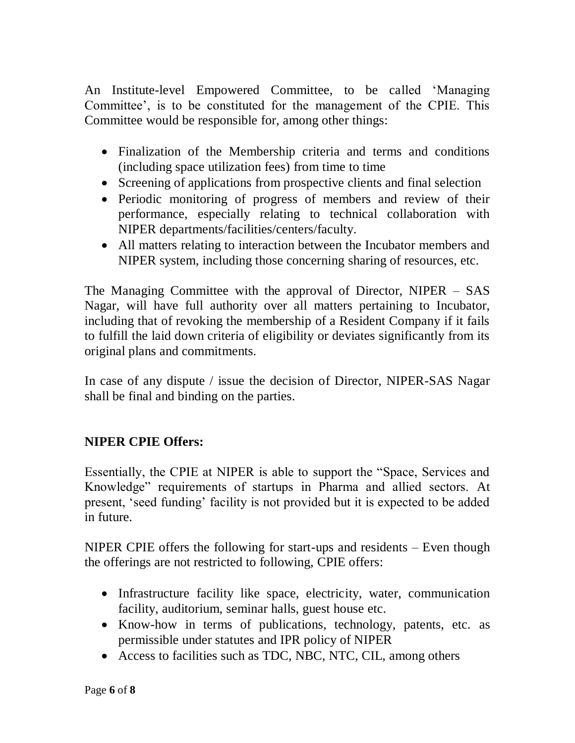An Institute-level Empowered Committee, to be called 'Managing Committee', is to be constituted for the management of the CPIE. This Committee would be responsible for, among other things:

- Finalization of the Membership criteria and terms and conditions (including space utilization fees) from time to time
- Screening of applications from prospective clients and final selection
- Periodic monitoring of progress of members and review of their performance, especially relating to technical collaboration with NIPER departments/facilities/centers/faculty.
- All matters relating to interaction between the Incubator members and NIPER system, including those concerning sharing of resources, etc.

The Managing Committee with the approval of Director, NIPER – SAS Nagar, will have full authority over all matters pertaining to Incubator, including that of revoking the membership of a Resident Company if it fails to fulfill the laid down criteria of eligibility or deviates significantly from its original plans and commitments.

In case of any dispute / issue the decision of Director, NIPER-SAS Nagar shall be final and binding on the parties.

**NIPER CPIE Offers:**

Essentially, the CPIE at NIPER is able to support the "Space, Services and Knowledge" requirements of startups in Pharma and allied sectors. At present, 'seed funding' facility is not provided but it is expected to be added in future.

NIPER CPIE offers the following for start-ups and residents – Even though the offerings are not restricted to following, CPIE offers:

- Infrastructure facility like space, electricity, water, communication facility, auditorium, seminar halls, guest house etc.
- Know-how in terms of publications, technology, patents, etc. as permissible under statutes and IPR policy of NIPER
- Access to facilities such as TDC, NBC, NTC, CIL, among others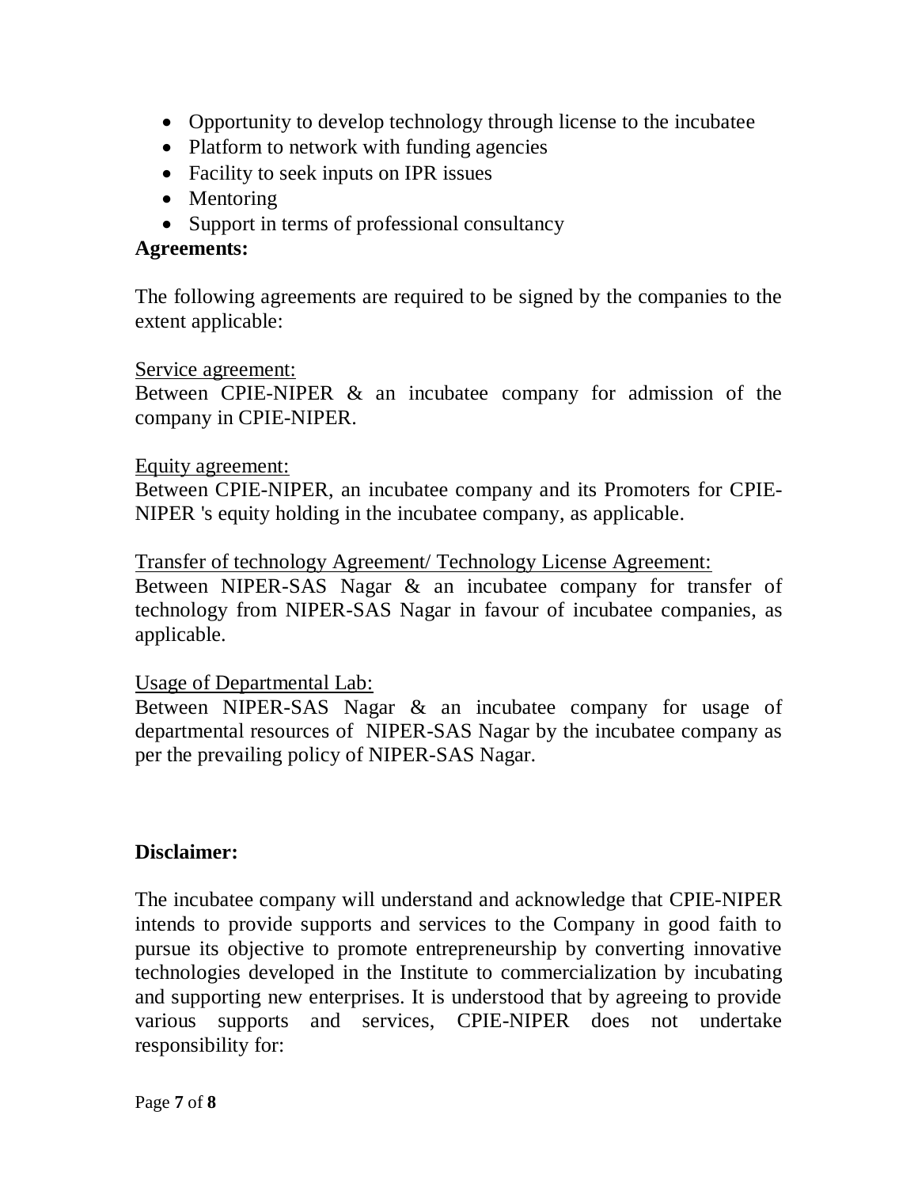- Opportunity to develop technology through license to the incubatee
- Platform to network with funding agencies
- Facility to seek inputs on IPR issues
- Mentoring
- Support in terms of professional consultancy

**Agreements:**

The following agreements are required to be signed by the companies to the extent applicable:

Service agreement:
Between CPIE-NIPER & an incubatee company for admission of the company in CPIE-NIPER.

Equity agreement:
Between CPIE-NIPER, an incubatee company and its Promoters for CPIE-NIPER 's equity holding in the incubatee company, as applicable.

Transfer of technology Agreement/ Technology License Agreement:
Between NIPER-SAS Nagar & an incubatee company for transfer of technology from NIPER-SAS Nagar in favour of incubatee companies, as applicable.

Usage of Departmental Lab:
Between NIPER-SAS Nagar & an incubatee company for usage of departmental resources of NIPER-SAS Nagar by the incubatee company as per the prevailing policy of NIPER-SAS Nagar.

**Disclaimer:**

The incubatee company will understand and acknowledge that CPIE-NIPER intends to provide supports and services to the Company in good faith to pursue its objective to promote entrepreneurship by converting innovative technologies developed in the Institute to commercialization by incubating and supporting new enterprises. It is understood that by agreeing to provide various supports and services, CPIE-NIPER does not undertake responsibility for: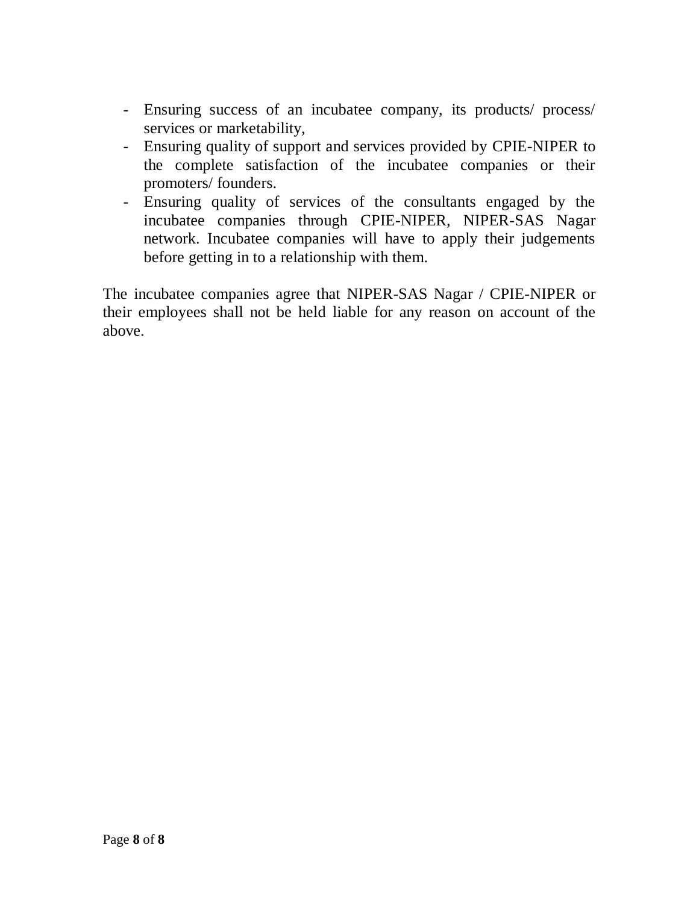- Ensuring success of an incubatee company, its products/ process/ services or marketability,
- Ensuring quality of support and services provided by CPIE-NIPER to the complete satisfaction of the incubatee companies or their promoters/ founders.
- Ensuring quality of services of the consultants engaged by the incubatee companies through CPIE-NIPER, NIPER-SAS Nagar network. Incubatee companies will have to apply their judgements before getting in to a relationship with them.

The incubatee companies agree that NIPER-SAS Nagar / CPIE-NIPER or their employees shall not be held liable for any reason on account of the above.